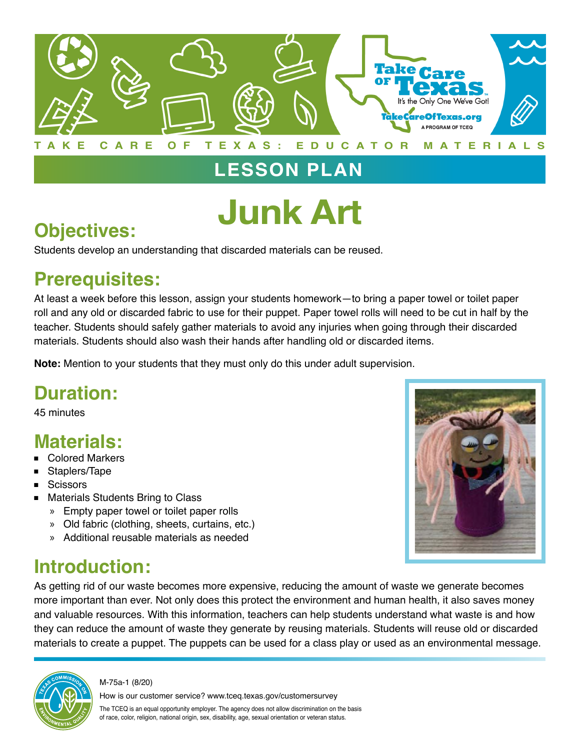TAKE CARE OF TEXAS: EDUCATOR MATERIALS

## LESSON PLAN

# Junk Art

## Objectives:

Students develop an understanding that discarded materials can be reused.

## Prerequisites:

At least a week before this lesson, assign your students homework—to bring a paper towel or toilet paper roll and any old or discarded fabric to use for their puppet. Paper towel rolls will need to be cut in half by the teacher. Students should safely gather materials to avoid any injuries when going through their discarded materials. Students should also wash their hands after handling old or discarded items.

**Note:** Mention to your students that they must only do this under adult supervision.

## Duration:

45 minutes

## Materials:

- Colored Markers
- Staplers/Tape
- Scissors
- Materials Students Bring to Class
  - Empty paper towel or toilet paper rolls
  - Old fabric (clothing, sheets, curtains, etc.)
  - Additional reusable materials as needed

## Introduction:

As getting rid of our waste becomes more expensive, reducing the amount of waste we generate becomes more important than ever. Not only does this protect the environment and human health, it also saves money and valuable resources. With this information, teachers can help students understand what waste is and how they can reduce the amount of waste they generate by reusing materials. Students will reuse old or discarded materials to create a puppet. The puppets can be used for a class play or used as an environmental message.

M-75a-1 (8/20)

How is our customer service? www.tceq.texas.gov/customersurvey

The TCEQ is an equal opportunity employer. The agency does not allow discrimination on the basis of race, color, religion, national origin, sex, disability, age, sexual orientation or veteran status.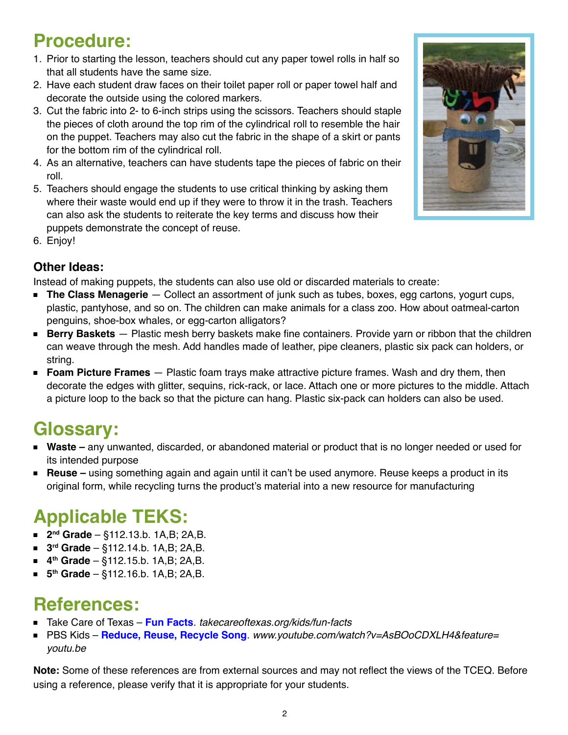## Procedure:

1. Prior to starting the lesson, teachers should cut any paper towel rolls in half so that all students have the same size.
2. Have each student draw faces on their toilet paper roll or paper towel half and decorate the outside using the colored markers.
3. Cut the fabric into 2- to 6-inch strips using the scissors. Teachers should staple the pieces of cloth around the top rim of the cylindrical roll to resemble the hair on the puppet. Teachers may also cut the fabric in the shape of a skirt or pants for the bottom rim of the cylindrical roll.
4. As an alternative, teachers can have students tape the pieces of fabric on their roll.
5. Teachers should engage the students to use critical thinking by asking them where their waste would end up if they were to throw it in the trash. Teachers can also ask the students to reiterate the key terms and discuss how their puppets demonstrate the concept of reuse.
6. Enjoy!

### Other Ideas:

Instead of making puppets, the students can also use old or discarded materials to create:

- **The Class Menagerie** — Collect an assortment of junk such as tubes, boxes, egg cartons, yogurt cups, plastic, pantyhose, and so on. The children can make animals for a class zoo. How about oatmeal-carton penguins, shoe-box whales, or egg-carton alligators?
- **Berry Baskets** — Plastic mesh berry baskets make fine containers. Provide yarn or ribbon that the children can weave through the mesh. Add handles made of leather, pipe cleaners, plastic six pack can holders, or string.
- **Foam Picture Frames** — Plastic foam trays make attractive picture frames. Wash and dry them, then decorate the edges with glitter, sequins, rick-rack, or lace. Attach one or more pictures to the middle. Attach a picture loop to the back so that the picture can hang. Plastic six-pack can holders can also be used.

## Glossary:

- **Waste –** any unwanted, discarded, or abandoned material or product that is no longer needed or used for its intended purpose
- **Reuse –** using something again and again until it can't be used anymore. Reuse keeps a product in its original form, while recycling turns the product's material into a new resource for manufacturing

## Applicable TEKS:

- **2nd Grade** – §112.13.b. 1A,B; 2A,B.
- **3rd Grade** – §112.14.b. 1A,B; 2A,B.
- **4th Grade** – §112.15.b. 1A,B; 2A,B.
- **5th Grade** – §112.16.b. 1A,B; 2A,B.

## References:

- Take Care of Texas – **Fun Facts**. *takecareoftexas.org/kids/fun-facts*
- PBS Kids – **Reduce, Reuse, Recycle Song**. *www.youtube.com/watch?v=AsBOoCDXLH4&feature=youtu.be*

**Note:** Some of these references are from external sources and may not reflect the views of the TCEQ. Before using a reference, please verify that it is appropriate for your students.